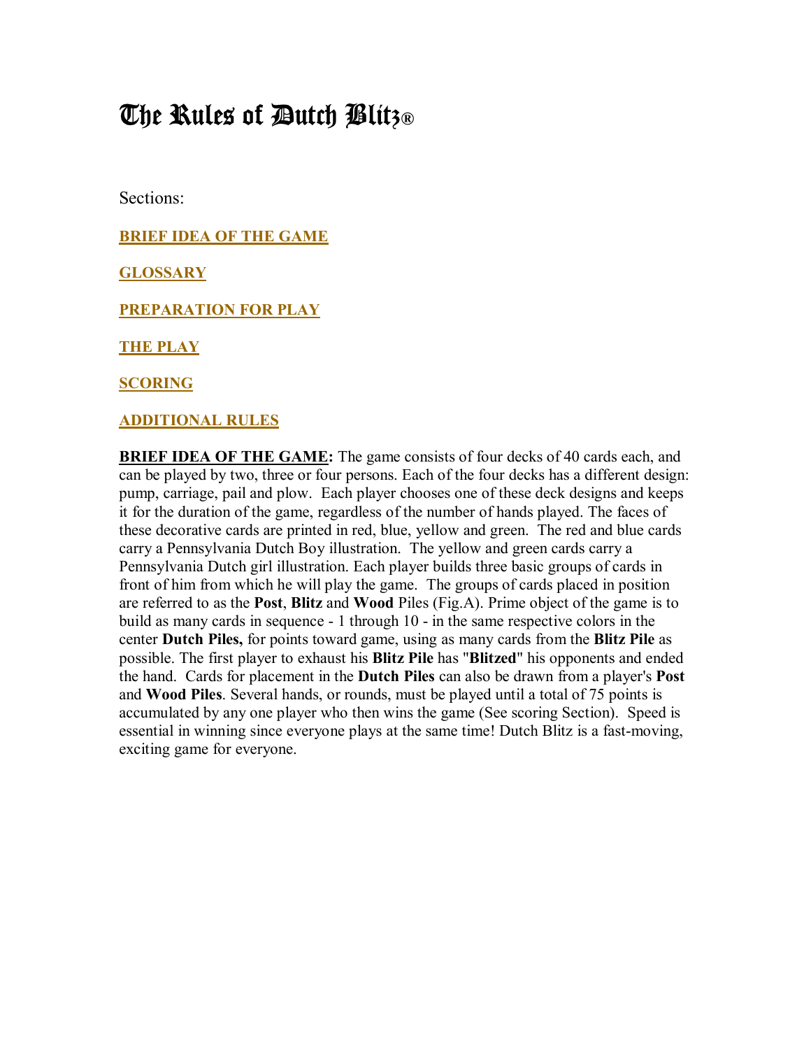# The Rules of Dutch Blitz®

Sections:

**BRIEF IDEA OF THE GAME**

**GLOSSARY**

**PREPARATION FOR PLAY**

**THE PLAY**

**SCORING**

**ADDITIONAL RULES**

**BRIEF IDEA OF THE GAME:** The game consists of four decks of 40 cards each, and can be played by two, three or four persons. Each of the four decks has a different design: pump, carriage, pail and plow. Each player chooses one of these deck designs and keeps it for the duration of the game, regardless of the number of hands played. The faces of these decorative cards are printed in red, blue, yellow and green. The red and blue cards carry a Pennsylvania Dutch Boy illustration. The yellow and green cards carry a Pennsylvania Dutch girl illustration. Each player builds three basic groups of cards in front of him from which he will play the game. The groups of cards placed in position are referred to as the **Post**, **Blitz** and **Wood** Piles (Fig.A). Prime object of the game is to build as many cards in sequence - 1 through 10 - in the same respective colors in the center **Dutch Piles,** for points toward game, using as many cards from the **Blitz Pile** as possible. The first player to exhaust his **Blitz Pile** has "**Blitzed**" his opponents and ended the hand. Cards for placement in the **Dutch Piles** can also be drawn from a player's **Post** and **Wood Piles**. Several hands, or rounds, must be played until a total of 75 points is accumulated by any one player who then wins the game (See scoring Section). Speed is essential in winning since everyone plays at the same time! Dutch Blitz is a fast-moving, exciting game for everyone.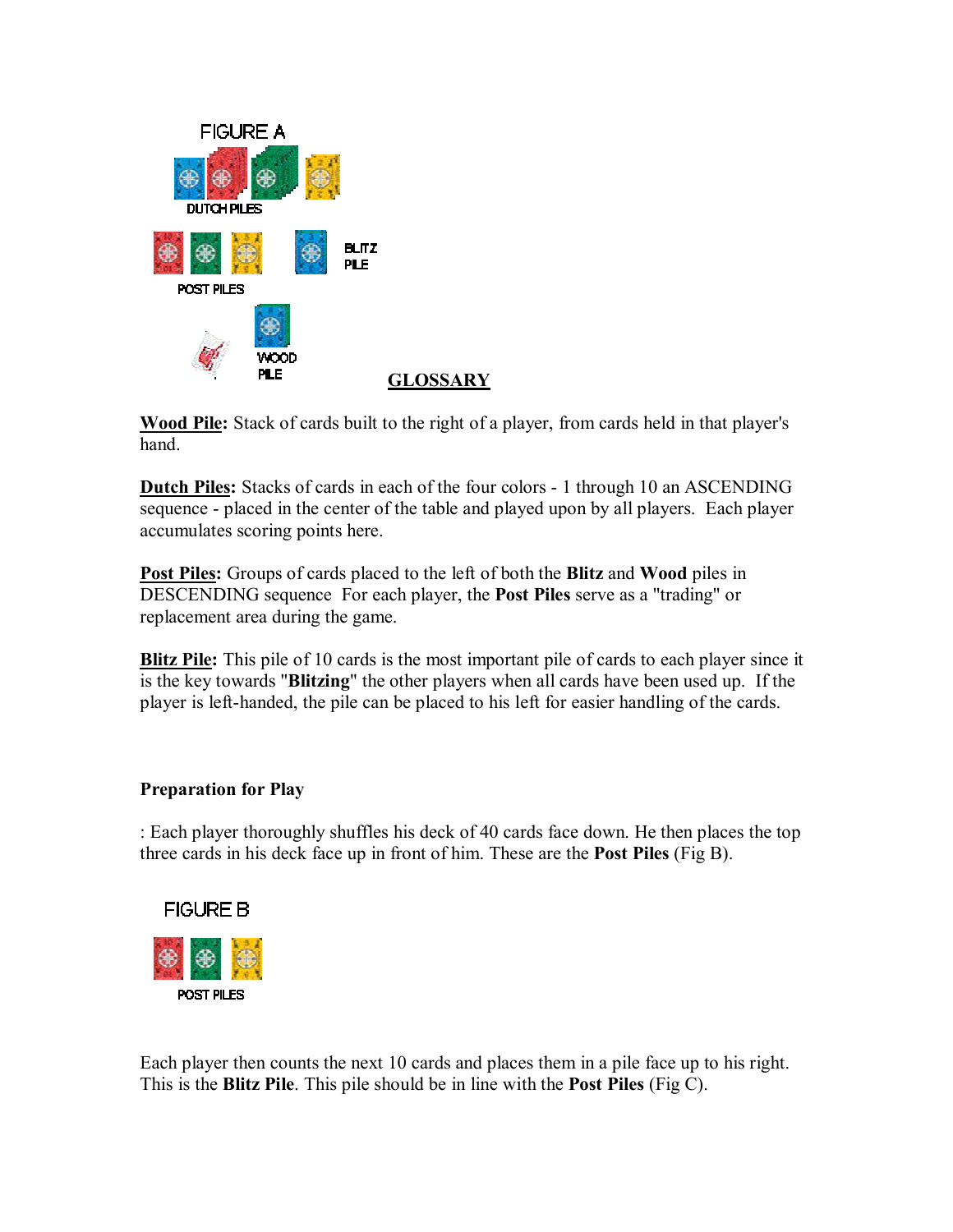FIGURE A

DUTCH PILES

POST PILES

BLITZ PILE

WOOD PILE

**GLOSSARY**

**Wood Pile:** Stack of cards built to the right of a player, from cards held in that player's hand.

**Dutch Piles:** Stacks of cards in each of the four colors - 1 through 10 an ASCENDING sequence - placed in the center of the table and played upon by all players. Each player accumulates scoring points here.

**Post Piles:** Groups of cards placed to the left of both the **Blitz** and **Wood** piles in DESCENDING sequence For each player, the **Post Piles** serve as a "trading" or replacement area during the game.

**Blitz Pile:** This pile of 10 cards is the most important pile of cards to each player since it is the key towards "**Blitzing**" the other players when all cards have been used up. If the player is left-handed, the pile can be placed to his left for easier handling of the cards.

**Preparation for Play**

: Each player thoroughly shuffles his deck of 40 cards face down. He then places the top three cards in his deck face up in front of him. These are the **Post Piles** (Fig B).

FIGURE B

POST PILES

Each player then counts the next 10 cards and places them in a pile face up to his right. This is the **Blitz Pile**. This pile should be in line with the **Post Piles** (Fig C).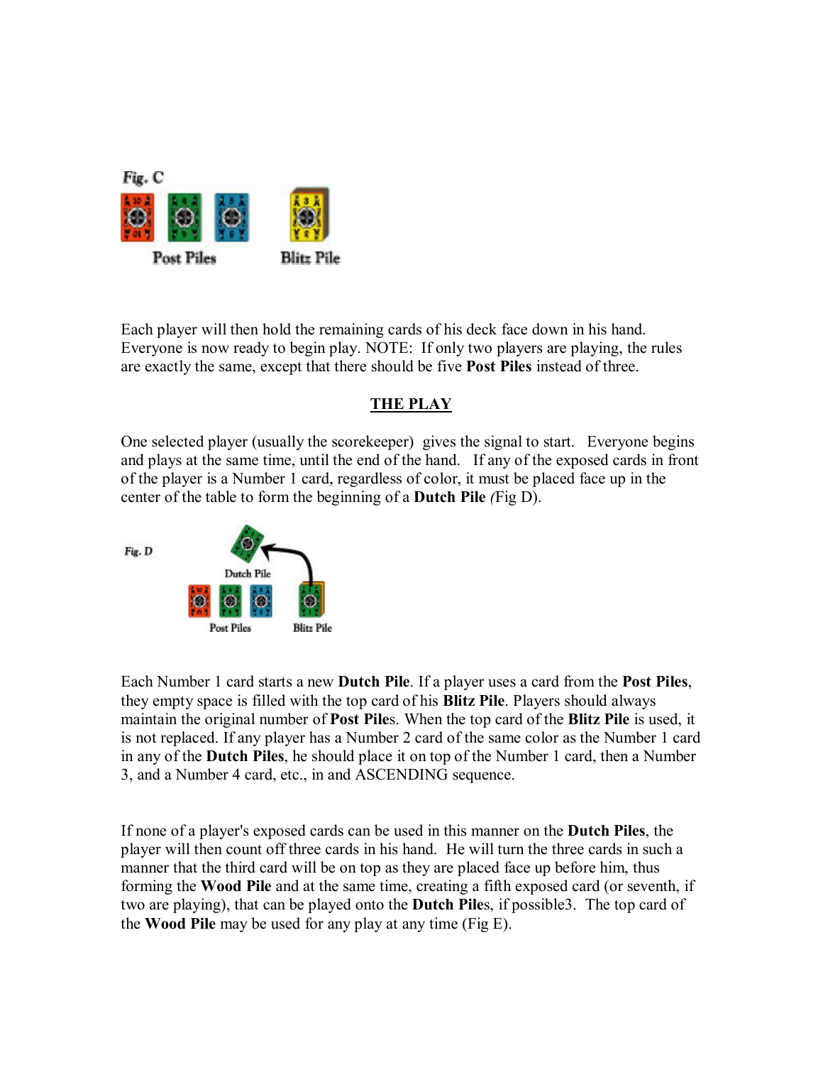Fig. C

Post Piles    Blitz Pile

Each player will then hold the remaining cards of his deck face down in his hand. Everyone is now ready to begin play. NOTE: If only two players are playing, the rules are exactly the same, except that there should be five **Post Piles** instead of three.

## THE PLAY

One selected player (usually the scorekeeper) gives the signal to start. Everyone begins and plays at the same time, until the end of the hand. If any of the exposed cards in front of the player is a Number 1 card, regardless of color, it must be placed face up in the center of the table to form the beginning of a **Dutch Pile** *(*Fig D).

Fig. D

Dutch Pile

Post Piles    Blitz Pile

Each Number 1 card starts a new **Dutch Pile**. If a player uses a card from the **Post Piles**, they empty space is filled with the top card of his **Blitz Pile**. Players should always maintain the original number of **Post Pile**s. When the top card of the **Blitz Pile** is used, it is not replaced. If any player has a Number 2 card of the same color as the Number 1 card in any of the **Dutch Piles**, he should place it on top of the Number 1 card, then a Number 3, and a Number 4 card, etc., in and ASCENDING sequence.

If none of a player's exposed cards can be used in this manner on the **Dutch Piles**, the player will then count off three cards in his hand. He will turn the three cards in such a manner that the third card will be on top as they are placed face up before him, thus forming the **Wood Pile** and at the same time, creating a fifth exposed card (or seventh, if two are playing), that can be played onto the **Dutch Pile**s, if possible3. The top card of the **Wood Pile** may be used for any play at any time (Fig E).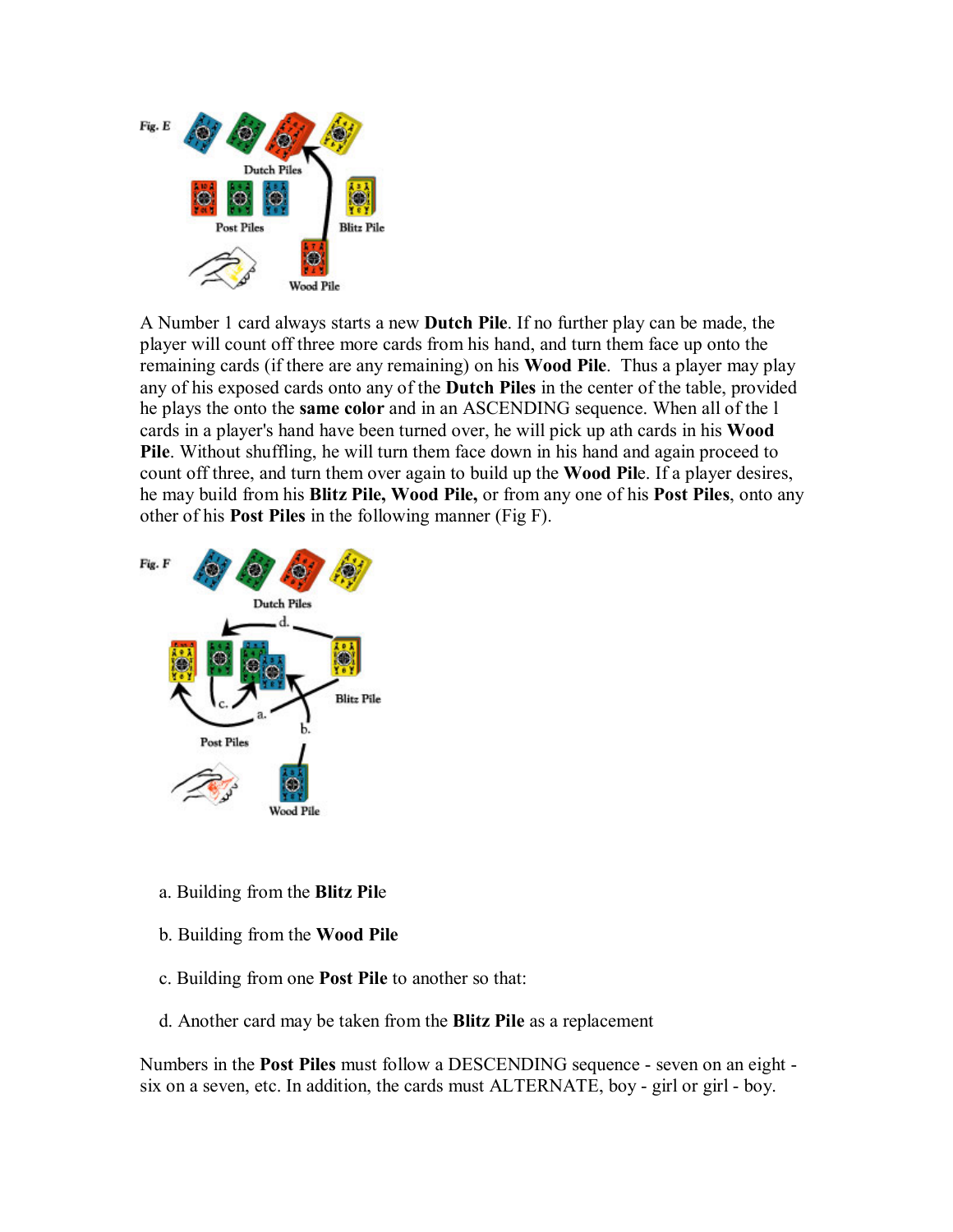A Number 1 card always starts a new **Dutch Pile**. If no further play can be made, the player will count off three more cards from his hand, and turn them face up onto the remaining cards (if there are any remaining) on his **Wood Pile**. Thus a player may play any of his exposed cards onto any of the **Dutch Piles** in the center of the table, provided he plays the onto the **same color** and in an ASCENDING sequence. When all of the l cards in a player's hand have been turned over, he will pick up ath cards in his **Wood Pile**. Without shuffling, he will turn them face down in his hand and again proceed to count off three, and turn them over again to build up the **Wood Pil**e. If a player desires, he may build from his **Blitz Pile, Wood Pile,** or from any one of his **Post Piles**, onto any other of his **Post Piles** in the following manner (Fig F).

a. Building from the **Blitz Pil**e

b. Building from the **Wood Pile**

c. Building from one **Post Pile** to another so that:

d. Another card may be taken from the **Blitz Pile** as a replacement

Numbers in the **Post Piles** must follow a DESCENDING sequence - seven on an eight - six on a seven, etc. In addition, the cards must ALTERNATE, boy - girl or girl - boy.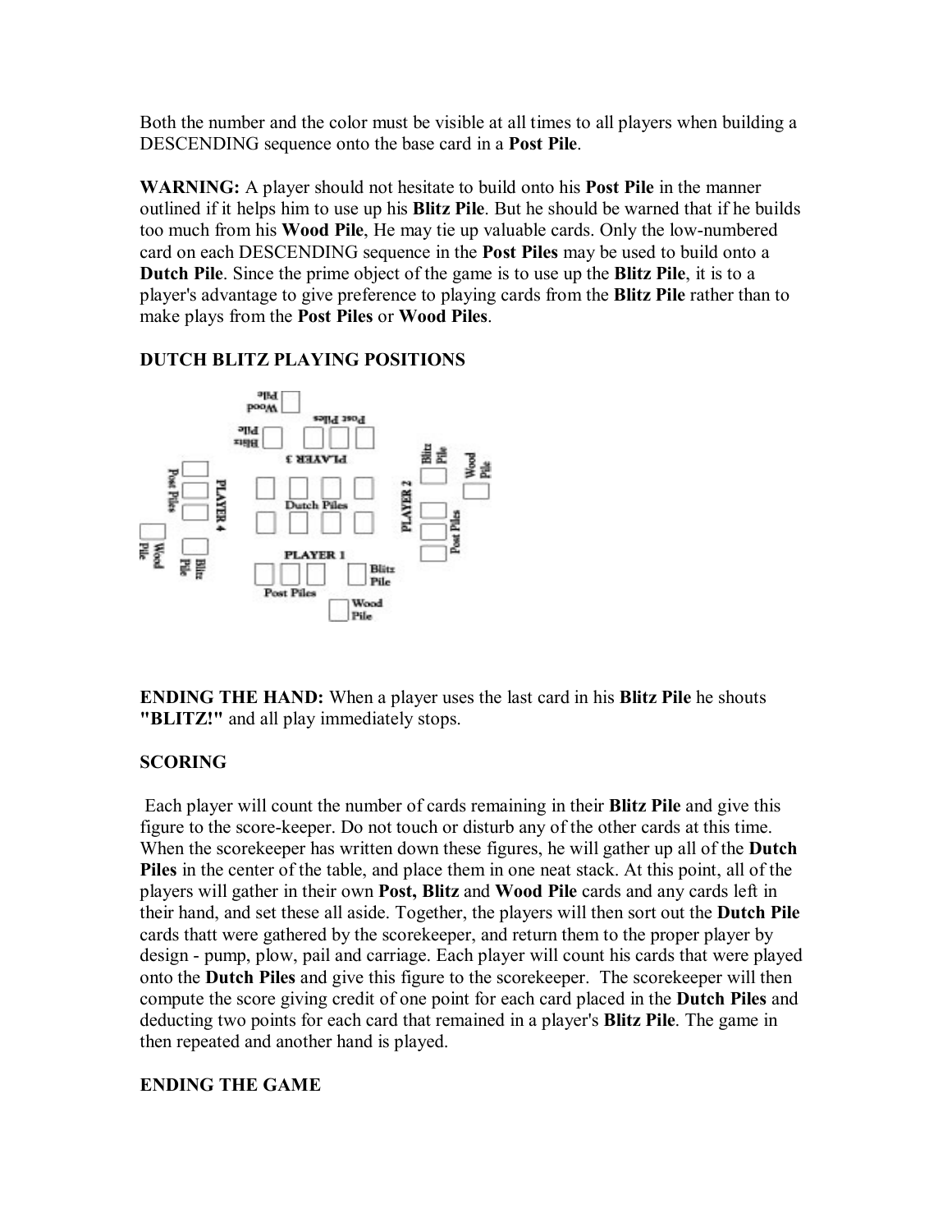Both the number and the color must be visible at all times to all players when building a DESCENDING sequence onto the base card in a **Post Pile**.

**WARNING:** A player should not hesitate to build onto his **Post Pile** in the manner outlined if it helps him to use up his **Blitz Pile**. But he should be warned that if he builds too much from his **Wood Pile**, He may tie up valuable cards. Only the low-numbered card on each DESCENDING sequence in the **Post Piles** may be used to build onto a **Dutch Pile**. Since the prime object of the game is to use up the **Blitz Pile**, it is to a player's advantage to give preference to playing cards from the **Blitz Pile** rather than to make plays from the **Post Piles** or **Wood Piles**.

**DUTCH BLITZ PLAYING POSITIONS**

**ENDING THE HAND:** When a player uses the last card in his **Blitz Pile** he shouts **"BLITZ!"** and all play immediately stops.

**SCORING**

Each player will count the number of cards remaining in their **Blitz Pile** and give this figure to the score-keeper. Do not touch or disturb any of the other cards at this time. When the scorekeeper has written down these figures, he will gather up all of the **Dutch Piles** in the center of the table, and place them in one neat stack. At this point, all of the players will gather in their own **Post, Blitz** and **Wood Pile** cards and any cards left in their hand, and set these all aside. Together, the players will then sort out the **Dutch Pile** cards thatt were gathered by the scorekeeper, and return them to the proper player by design - pump, plow, pail and carriage. Each player will count his cards that were played onto the **Dutch Piles** and give this figure to the scorekeeper. The scorekeeper will then compute the score giving credit of one point for each card placed in the **Dutch Piles** and deducting two points for each card that remained in a player's **Blitz Pile**. The game in then repeated and another hand is played.

**ENDING THE GAME**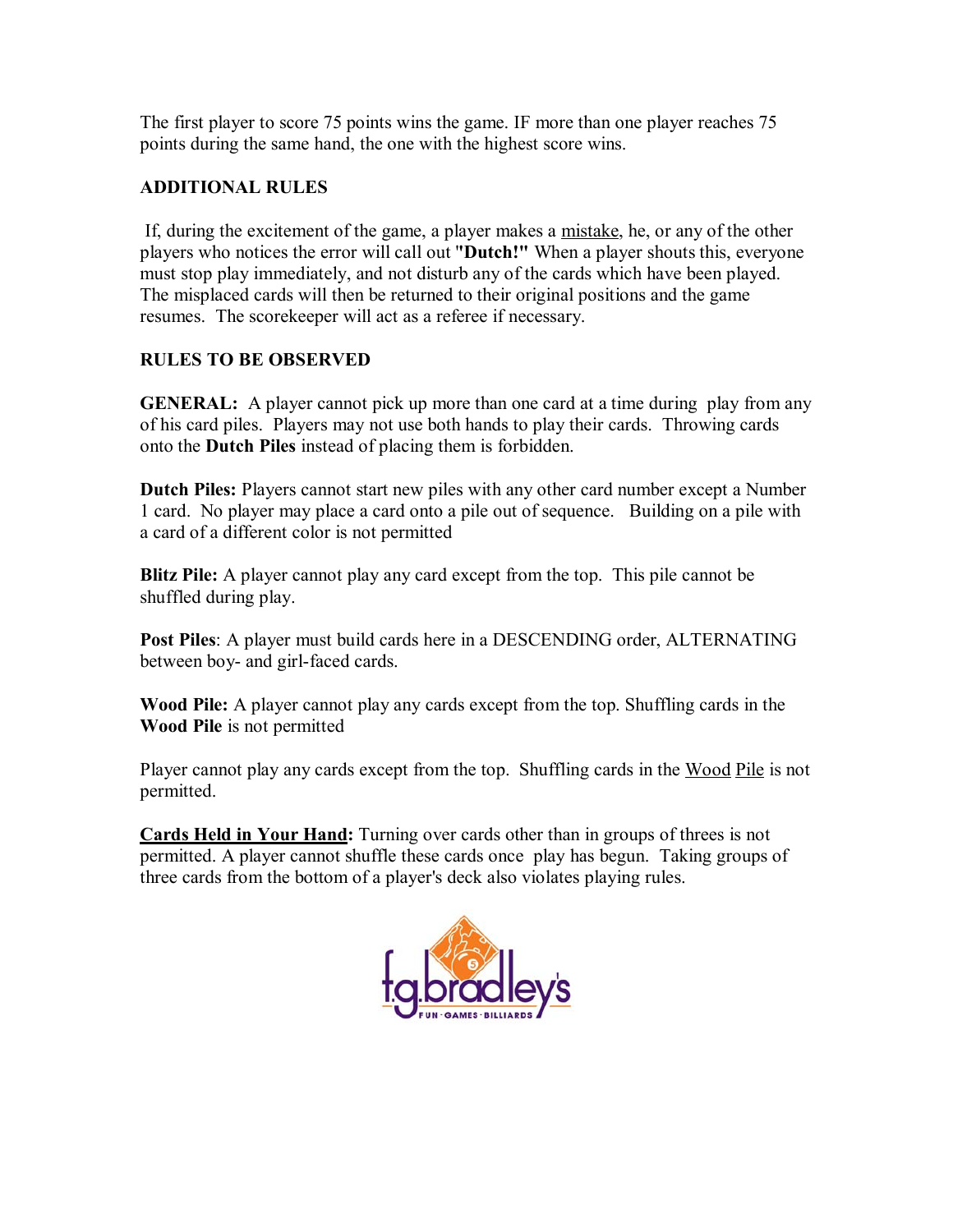The first player to score 75 points wins the game. IF more than one player reaches 75 points during the same hand, the one with the highest score wins.

## ADDITIONAL RULES

If, during the excitement of the game, a player makes a <u>mistake</u>, he, or any of the other players who notices the error will call out "**Dutch!"** When a player shouts this, everyone must stop play immediately, and not disturb any of the cards which have been played. The misplaced cards will then be returned to their original positions and the game resumes. The scorekeeper will act as a referee if necessary.

## RULES TO BE OBSERVED

**GENERAL:** A player cannot pick up more than one card at a time during play from any of his card piles. Players may not use both hands to play their cards. Throwing cards onto the **Dutch Piles** instead of placing them is forbidden.

**Dutch Piles:** Players cannot start new piles with any other card number except a Number 1 card. No player may place a card onto a pile out of sequence. Building on a pile with a card of a different color is not permitted

**Blitz Pile:** A player cannot play any card except from the top. This pile cannot be shuffled during play.

**Post Piles**: A player must build cards here in a DESCENDING order, ALTERNATING between boy- and girl-faced cards.

**Wood Pile:** A player cannot play any cards except from the top. Shuffling cards in the **Wood Pile** is not permitted

Player cannot play any cards except from the top. Shuffling cards in the <u>Wood Pile</u> is not permitted.

**<u>Cards Held in Your Hand</u>:** Turning over cards other than in groups of threes is not permitted. A player cannot shuffle these cards once play has begun. Taking groups of three cards from the bottom of a player's deck also violates playing rules.

f.g.bradley's FUN · GAMES · BILLIARDS